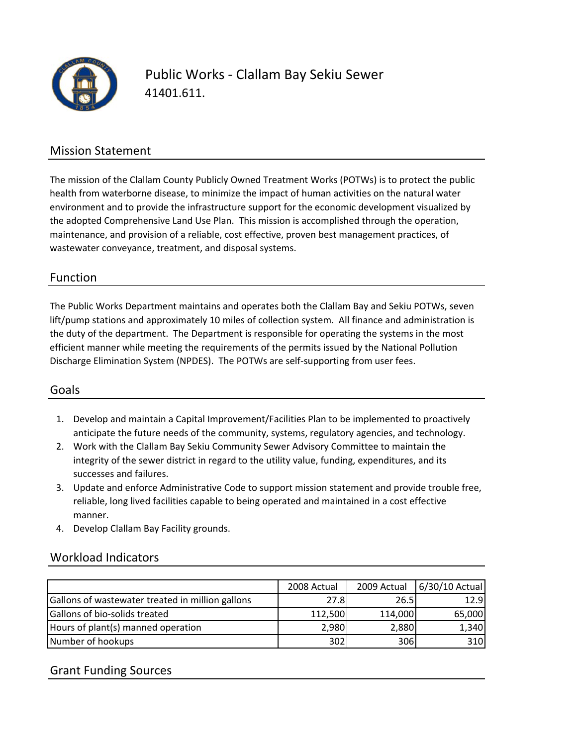# Public Works - Clallam Bay Sekiu Sewer

41401.611.

## Mission Statement

The mission of the Clallam County Publicly Owned Treatment Works (POTWs) is to protect the public health from waterborne disease, to minimize the impact of human activities on the natural water environment and to provide the infrastructure support for the economic development visualized by the adopted Comprehensive Land Use Plan. This mission is accomplished through the operation, maintenance, and provision of a reliable, cost effective, proven best management practices, of wastewater conveyance, treatment, and disposal systems.

## Function

The Public Works Department maintains and operates both the Clallam Bay and Sekiu POTWs, seven lift/pump stations and approximately 10 miles of collection system. All finance and administration is the duty of the department. The Department is responsible for operating the systems in the most efficient manner while meeting the requirements of the permits issued by the National Pollution Discharge Elimination System (NPDES). The POTWs are self-supporting from user fees.

## Goals

1. Develop and maintain a Capital Improvement/Facilities Plan to be implemented to proactively anticipate the future needs of the community, systems, regulatory agencies, and technology.
2. Work with the Clallam Bay Sekiu Community Sewer Advisory Committee to maintain the integrity of the sewer district in regard to the utility value, funding, expenditures, and its successes and failures.
3. Update and enforce Administrative Code to support mission statement and provide trouble free, reliable, long lived facilities capable to being operated and maintained in a cost effective manner.
4. Develop Clallam Bay Facility grounds.

## Workload Indicators

| | 2008 Actual | 2009 Actual | 6/30/10 Actual |
|---|---|---|---|
| Gallons of wastewater treated in million gallons | 27.8 | 26.5 | 12.9 |
| Gallons of bio-solids treated | 112,500 | 114,000 | 65,000 |
| Hours of plant(s) manned operation | 2,980 | 2,880 | 1,340 |
| Number of hookups | 302 | 306 | 310 |

## Grant Funding Sources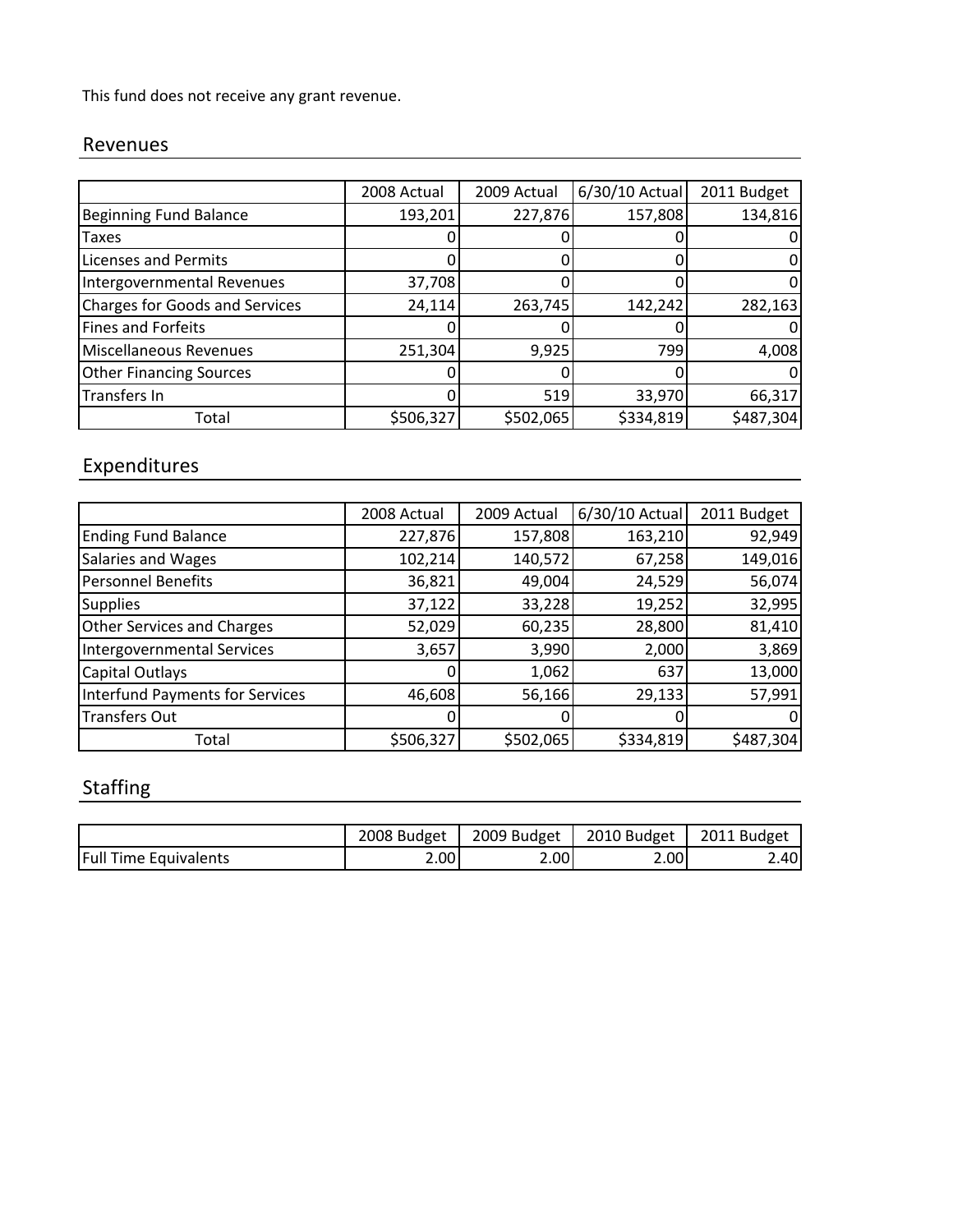This fund does not receive any grant revenue.

## Revenues

| | 2008 Actual | 2009 Actual | 6/30/10 Actual | 2011 Budget |
|---|---|---|---|---|
| Beginning Fund Balance | 193,201 | 227,876 | 157,808 | 134,816 |
| Taxes | 0 | 0 | 0 | 0 |
| Licenses and Permits | 0 | 0 | 0 | 0 |
| Intergovernmental Revenues | 37,708 | 0 | 0 | 0 |
| Charges for Goods and Services | 24,114 | 263,745 | 142,242 | 282,163 |
| Fines and Forfeits | 0 | 0 | 0 | 0 |
| Miscellaneous Revenues | 251,304 | 9,925 | 799 | 4,008 |
| Other Financing Sources | 0 | 0 | 0 | 0 |
| Transfers In | 0 | 519 | 33,970 | 66,317 |
| Total | $506,327 | $502,065 | $334,819 | $487,304 |

## Expenditures

| | 2008 Actual | 2009 Actual | 6/30/10 Actual | 2011 Budget |
|---|---|---|---|---|
| Ending Fund Balance | 227,876 | 157,808 | 163,210 | 92,949 |
| Salaries and Wages | 102,214 | 140,572 | 67,258 | 149,016 |
| Personnel Benefits | 36,821 | 49,004 | 24,529 | 56,074 |
| Supplies | 37,122 | 33,228 | 19,252 | 32,995 |
| Other Services and Charges | 52,029 | 60,235 | 28,800 | 81,410 |
| Intergovernmental Services | 3,657 | 3,990 | 2,000 | 3,869 |
| Capital Outlays | 0 | 1,062 | 637 | 13,000 |
| Interfund Payments for Services | 46,608 | 56,166 | 29,133 | 57,991 |
| Transfers Out | 0 | 0 | 0 | 0 |
| Total | $506,327 | $502,065 | $334,819 | $487,304 |

## Staffing

| | 2008 Budget | 2009 Budget | 2010 Budget | 2011 Budget |
|---|---|---|---|---|
| Full Time Equivalents | 2.00 | 2.00 | 2.00 | 2.40 |